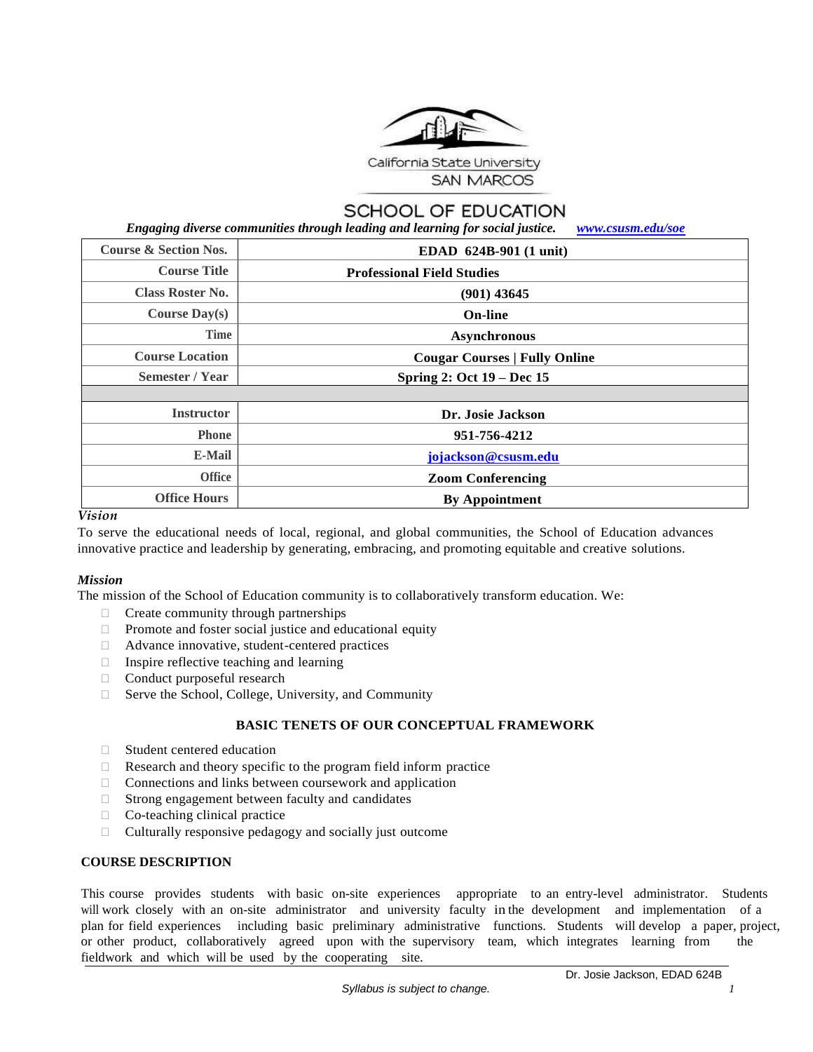California State University
SAN MARCOS

# SCHOOL OF EDUCATION

***Engaging diverse communities through leading and learning for social justice.*** [www.csusm.edu/soe](http://www.csusm.edu/soe)

| | |
|---|---|
| **Course & Section Nos.** | **EDAD 624B-901 (1 unit)** |
| **Course Title** | **Professional Field Studies** |
| **Class Roster No.** | **(901) 43645** |
| **Course Day(s)** | **On-line** |
| **Time** | **Asynchronous** |
| **Course Location** | **Cougar Courses \| Fully Online** |
| **Semester / Year** | **Spring 2: Oct 19 – Dec 15** |
| | |
| **Instructor** | **Dr. Josie Jackson** |
| **Phone** | **951-756-4212** |
| **E-Mail** | **jojackson@csusm.edu** |
| **Office** | **Zoom Conferencing** |
| **Office Hours** | **By Appointment** |

### *Vision*

To serve the educational needs of local, regional, and global communities, the School of Education advances innovative practice and leadership by generating, embracing, and promoting equitable and creative solutions.

### *Mission*

The mission of the School of Education community is to collaboratively transform education. We:

- Create community through partnerships
- Promote and foster social justice and educational equity
- Advance innovative, student-centered practices
- Inspire reflective teaching and learning
- Conduct purposeful research
- Serve the School, College, University, and Community

## BASIC TENETS OF OUR CONCEPTUAL FRAMEWORK

- Student centered education
- Research and theory specific to the program field inform practice
- Connections and links between coursework and application
- Strong engagement between faculty and candidates
- Co-teaching clinical practice
- Culturally responsive pedagogy and socially just outcome

## COURSE DESCRIPTION

This course provides students with basic on-site experiences appropriate to an entry-level administrator. Students will work closely with an on-site administrator and university faculty in the development and implementation of a plan for field experiences including basic preliminary administrative functions. Students will develop a paper, project, or other product, collaboratively agreed upon with the supervisory team, which integrates learning from the fieldwork and which will be used by the cooperating site.

*Syllabus is subject to change.*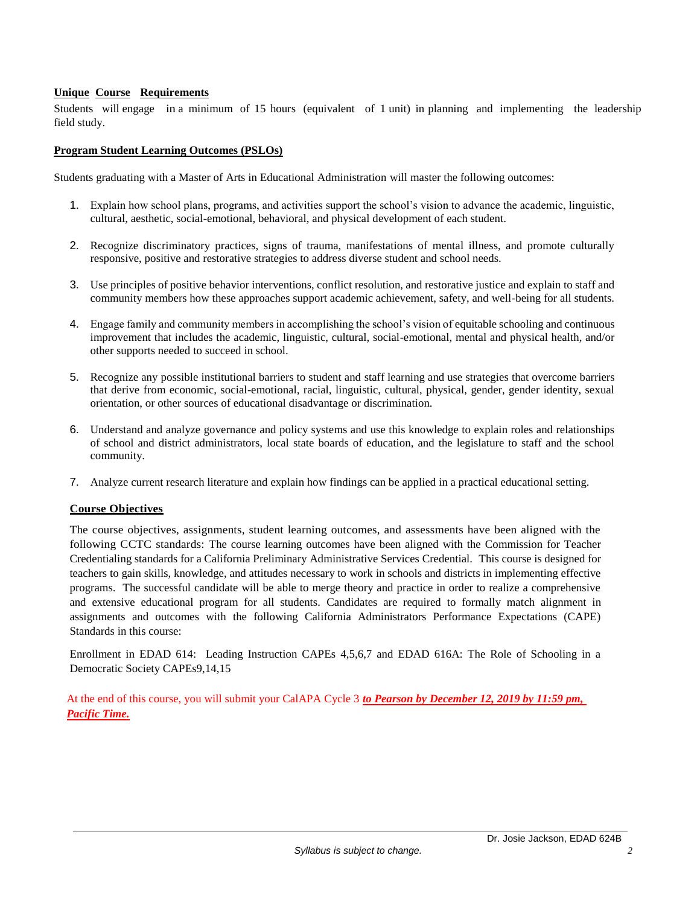**Unique Course Requirements**

Students will engage in a minimum of 15 hours (equivalent of 1 unit) in planning and implementing the leadership field study.

**Program Student Learning Outcomes (PSLOs)**

Students graduating with a Master of Arts in Educational Administration will master the following outcomes:

1. Explain how school plans, programs, and activities support the school's vision to advance the academic, linguistic, cultural, aesthetic, social-emotional, behavioral, and physical development of each student.
2. Recognize discriminatory practices, signs of trauma, manifestations of mental illness, and promote culturally responsive, positive and restorative strategies to address diverse student and school needs.
3. Use principles of positive behavior interventions, conflict resolution, and restorative justice and explain to staff and community members how these approaches support academic achievement, safety, and well-being for all students.
4. Engage family and community members in accomplishing the school's vision of equitable schooling and continuous improvement that includes the academic, linguistic, cultural, social-emotional, mental and physical health, and/or other supports needed to succeed in school.
5. Recognize any possible institutional barriers to student and staff learning and use strategies that overcome barriers that derive from economic, social-emotional, racial, linguistic, cultural, physical, gender, gender identity, sexual orientation, or other sources of educational disadvantage or discrimination.
6. Understand and analyze governance and policy systems and use this knowledge to explain roles and relationships of school and district administrators, local state boards of education, and the legislature to staff and the school community.
7. Analyze current research literature and explain how findings can be applied in a practical educational setting.

**Course Objectives**

The course objectives, assignments, student learning outcomes, and assessments have been aligned with the following CCTC standards: The course learning outcomes have been aligned with the Commission for Teacher Credentialing standards for a California Preliminary Administrative Services Credential. This course is designed for teachers to gain skills, knowledge, and attitudes necessary to work in schools and districts in implementing effective programs. The successful candidate will be able to merge theory and practice in order to realize a comprehensive and extensive educational program for all students. Candidates are required to formally match alignment in assignments and outcomes with the following California Administrators Performance Expectations (CAPE) Standards in this course:

Enrollment in EDAD 614: Leading Instruction CAPEs 4,5,6,7 and EDAD 616A: The Role of Schooling in a Democratic Society CAPEs9,14,15

At the end of this course, you will submit your CalAPA Cycle 3 ***to Pearson by December 12, 2019 by 11:59 pm, Pacific Time.***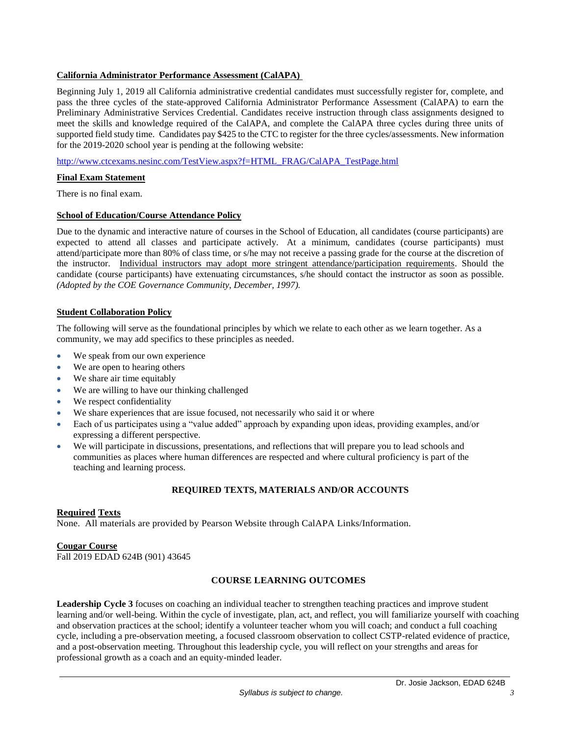**California Administrator Performance Assessment (CalAPA)**

Beginning July 1, 2019 all California administrative credential candidates must successfully register for, complete, and pass the three cycles of the state-approved California Administrator Performance Assessment (CalAPA) to earn the Preliminary Administrative Services Credential. Candidates receive instruction through class assignments designed to meet the skills and knowledge required of the CalAPA, and complete the CalAPA three cycles during three units of supported field study time. Candidates pay $425 to the CTC to register for the three cycles/assessments. New information for the 2019-2020 school year is pending at the following website:

http://www.ctcexams.nesinc.com/TestView.aspx?f=HTML_FRAG/CalAPA_TestPage.html

**Final Exam Statement**

There is no final exam.

**School of Education/Course Attendance Policy**

Due to the dynamic and interactive nature of courses in the School of Education, all candidates (course participants) are expected to attend all classes and participate actively. At a minimum, candidates (course participants) must attend/participate more than 80% of class time, or s/he may not receive a passing grade for the course at the discretion of the instructor. Individual instructors may adopt more stringent attendance/participation requirements. Should the candidate (course participants) have extenuating circumstances, s/he should contact the instructor as soon as possible. *(Adopted by the COE Governance Community, December, 1997).*

**Student Collaboration Policy**

The following will serve as the foundational principles by which we relate to each other as we learn together. As a community, we may add specifics to these principles as needed.

- We speak from our own experience
- We are open to hearing others
- We share air time equitably
- We are willing to have our thinking challenged
- We respect confidentiality
- We share experiences that are issue focused, not necessarily who said it or where
- Each of us participates using a "value added" approach by expanding upon ideas, providing examples, and/or expressing a different perspective.
- We will participate in discussions, presentations, and reflections that will prepare you to lead schools and communities as places where human differences are respected and where cultural proficiency is part of the teaching and learning process.

## REQUIRED TEXTS, MATERIALS AND/OR ACCOUNTS

**Required Texts**

None. All materials are provided by Pearson Website through CalAPA Links/Information.

**Cougar Course**

Fall 2019 EDAD 624B (901) 43645

## COURSE LEARNING OUTCOMES

**Leadership Cycle 3** focuses on coaching an individual teacher to strengthen teaching practices and improve student learning and/or well-being. Within the cycle of investigate, plan, act, and reflect, you will familiarize yourself with coaching and observation practices at the school; identify a volunteer teacher whom you will coach; and conduct a full coaching cycle, including a pre-observation meeting, a focused classroom observation to collect CSTP-related evidence of practice, and a post-observation meeting. Throughout this leadership cycle, you will reflect on your strengths and areas for professional growth as a coach and an equity-minded leader.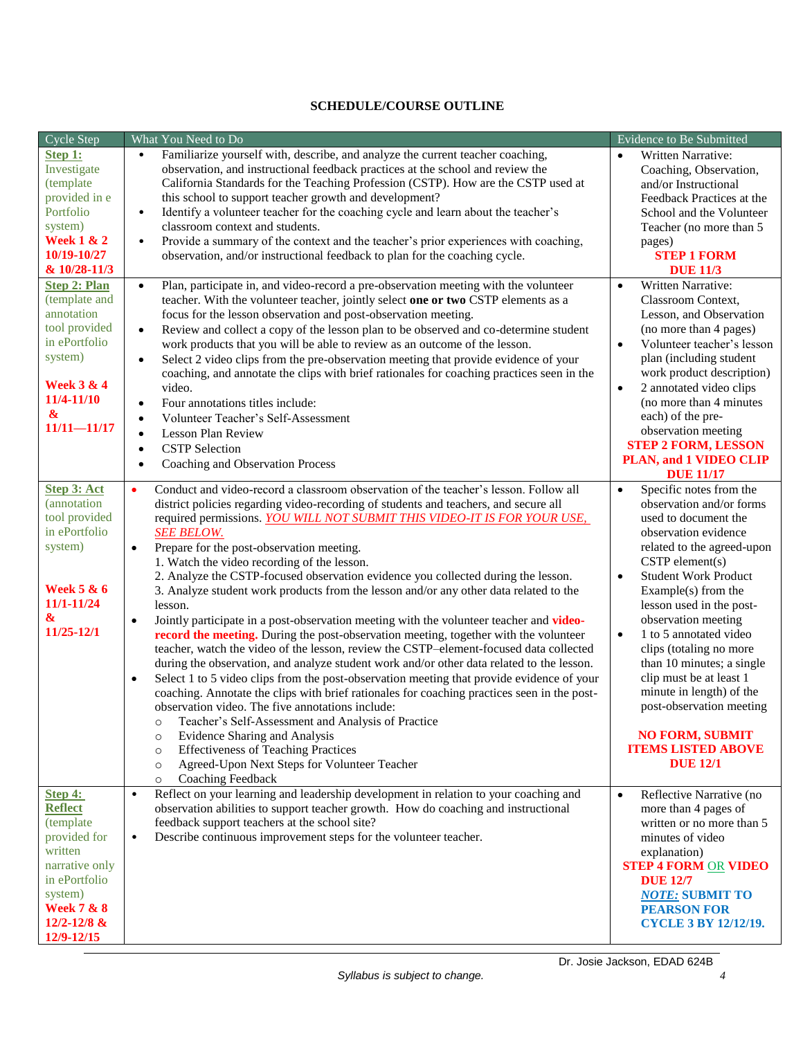## SCHEDULE/COURSE OUTLINE

| Cycle Step | What You Need to Do | Evidence to Be Submitted |
|---|---|---|
| **Step 1:** Investigate (template provided in e Portfolio system) **Week 1 & 2 10/19-10/27 & 10/28-11/3** | • Familiarize yourself with, describe, and analyze the current teacher coaching, observation, and instructional feedback practices at the school and review the California Standards for the Teaching Profession (CSTP). How are the CSTP used at this school to support teacher growth and development?<br>• Identify a volunteer teacher for the coaching cycle and learn about the teacher's classroom context and students.<br>• Provide a summary of the context and the teacher's prior experiences with coaching, observation, and/or instructional feedback to plan for the coaching cycle. | • Written Narrative: Coaching, Observation, and/or Instructional Feedback Practices at the School and the Volunteer Teacher (no more than 5 pages)<br>**STEP 1 FORM DUE 11/3** |
| **Step 2: Plan** (template and annotation tool provided in ePortfolio system)<br><br>**Week 3 & 4 11/4-11/10 & 11/11—11/17** | • Plan, participate in, and video-record a pre-observation meeting with the volunteer teacher. With the volunteer teacher, jointly select **one or two** CSTP elements as a focus for the lesson observation and post-observation meeting.<br>• Review and collect a copy of the lesson plan to be observed and co-determine student work products that you will be able to review as an outcome of the lesson.<br>• Select 2 video clips from the pre-observation meeting that provide evidence of your coaching, and annotate the clips with brief rationales for coaching practices seen in the video.<br>• Four annotations titles include:<br>• Volunteer Teacher's Self-Assessment<br>• Lesson Plan Review<br>• CSTP Selection<br>• Coaching and Observation Process | • Written Narrative: Classroom Context, Lesson, and Observation (no more than 4 pages)<br>• Volunteer teacher's lesson plan (including student work product description)<br>• 2 annotated video clips (no more than 4 minutes each) of the pre-observation meeting<br>**STEP 2 FORM, LESSON PLAN, and 1 VIDEO CLIP DUE 11/17** |
| **Step 3: Act** (annotation tool provided in ePortfolio system)<br><br>**Week 5 & 6 11/1-11/24 & 11/25-12/1** | • Conduct and video-record a classroom observation of the teacher's lesson. Follow all district policies regarding video-recording of students and teachers, and secure all required permissions. *YOU WILL NOT SUBMIT THIS VIDEO-IT IS FOR YOUR USE, SEE BELOW.*<br>• Prepare for the post-observation meeting.<br>1. Watch the video recording of the lesson.<br>2. Analyze the CSTP-focused observation evidence you collected during the lesson.<br>3. Analyze student work products from the lesson and/or any other data related to the lesson.<br>• Jointly participate in a post-observation meeting with the volunteer teacher and **video-record the meeting.** During the post-observation meeting, together with the volunteer teacher, watch the video of the lesson, review the CSTP–element-focused data collected during the observation, and analyze student work and/or other data related to the lesson.<br>• Select 1 to 5 video clips from the post-observation meeting that provide evidence of your coaching. Annotate the clips with brief rationales for coaching practices seen in the post-observation video. The five annotations include:<br>○ Teacher's Self-Assessment and Analysis of Practice<br>○ Evidence Sharing and Analysis<br>○ Effectiveness of Teaching Practices<br>○ Agreed-Upon Next Steps for Volunteer Teacher<br>○ Coaching Feedback | • Specific notes from the observation and/or forms used to document the observation evidence related to the agreed-upon CSTP element(s)<br>• Student Work Product Example(s) from the lesson used in the post-observation meeting<br>• 1 to 5 annotated video clips (totaling no more than 10 minutes; a single clip must be at least 1 minute in length) of the post-observation meeting<br><br>**NO FORM, SUBMIT ITEMS LISTED ABOVE DUE 12/1** |
| **Step 4: Reflect** (template provided for written narrative only in ePortfolio system) **Week 7 & 8 12/2-12/8 & 12/9-12/15** | • Reflect on your learning and leadership development in relation to your coaching and observation abilities to support teacher growth. How do coaching and instructional feedback support teachers at the school site?<br>• Describe continuous improvement steps for the volunteer teacher. | • Reflective Narrative (no more than 4 pages of written or no more than 5 minutes of video explanation)<br>**STEP 4 FORM OR VIDEO DUE 12/7**<br>***NOTE:* SUBMIT TO PEARSON FOR CYCLE 3 BY 12/12/19.** |

Dr. Josie Jackson, EDAD 624B

*Syllabus is subject to change.*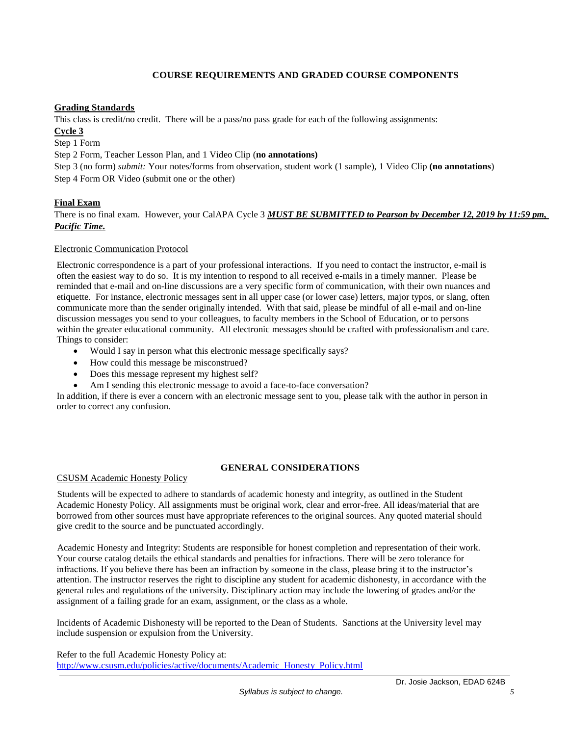## COURSE REQUIREMENTS AND GRADED COURSE COMPONENTS

**Grading Standards**

This class is credit/no credit. There will be a pass/no pass grade for each of the following assignments:

**Cycle 3**

Step 1 Form

Step 2 Form, Teacher Lesson Plan, and 1 Video Clip (**no annotations)**

Step 3 (no form) *submit:* Your notes/forms from observation, student work (1 sample), 1 Video Clip **(no annotations**)

Step 4 Form OR Video (submit one or the other)

**Final Exam**

There is no final exam. However, your CalAPA Cycle 3 ***MUST BE SUBMITTED to Pearson by December 12, 2019 by 11:59 pm, Pacific Time.***

Electronic Communication Protocol

Electronic correspondence is a part of your professional interactions. If you need to contact the instructor, e-mail is often the easiest way to do so. It is my intention to respond to all received e-mails in a timely manner. Please be reminded that e-mail and on-line discussions are a very specific form of communication, with their own nuances and etiquette. For instance, electronic messages sent in all upper case (or lower case) letters, major typos, or slang, often communicate more than the sender originally intended. With that said, please be mindful of all e-mail and on-line discussion messages you send to your colleagues, to faculty members in the School of Education, or to persons within the greater educational community. All electronic messages should be crafted with professionalism and care. Things to consider:

- Would I say in person what this electronic message specifically says?
- How could this message be misconstrued?
- Does this message represent my highest self?
- Am I sending this electronic message to avoid a face-to-face conversation?

In addition, if there is ever a concern with an electronic message sent to you, please talk with the author in person in order to correct any confusion.

## GENERAL CONSIDERATIONS

CSUSM Academic Honesty Policy

Students will be expected to adhere to standards of academic honesty and integrity, as outlined in the Student Academic Honesty Policy. All assignments must be original work, clear and error-free. All ideas/material that are borrowed from other sources must have appropriate references to the original sources. Any quoted material should give credit to the source and be punctuated accordingly.

Academic Honesty and Integrity: Students are responsible for honest completion and representation of their work. Your course catalog details the ethical standards and penalties for infractions. There will be zero tolerance for infractions. If you believe there has been an infraction by someone in the class, please bring it to the instructor's attention. The instructor reserves the right to discipline any student for academic dishonesty, in accordance with the general rules and regulations of the university. Disciplinary action may include the lowering of grades and/or the assignment of a failing grade for an exam, assignment, or the class as a whole.

Incidents of Academic Dishonesty will be reported to the Dean of Students. Sanctions at the University level may include suspension or expulsion from the University.

Refer to the full Academic Honesty Policy at:
http://www.csusm.edu/policies/active/documents/Academic_Honesty_Policy.html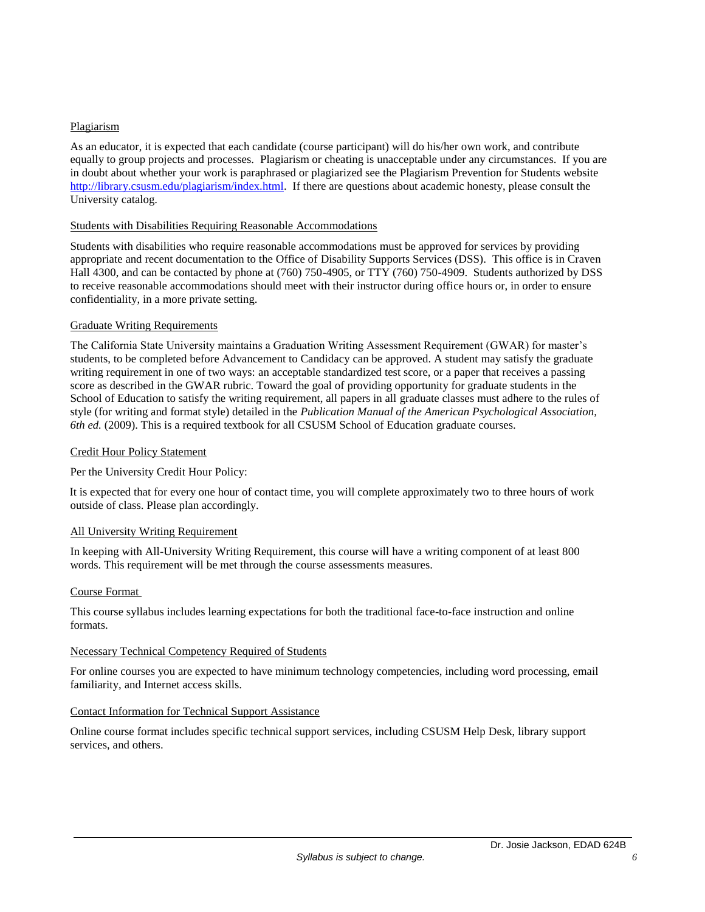## Plagiarism

As an educator, it is expected that each candidate (course participant) will do his/her own work, and contribute equally to group projects and processes. Plagiarism or cheating is unacceptable under any circumstances. If you are in doubt about whether your work is paraphrased or plagiarized see the Plagiarism Prevention for Students website http://library.csusm.edu/plagiarism/index.html. If there are questions about academic honesty, please consult the University catalog.

## Students with Disabilities Requiring Reasonable Accommodations

Students with disabilities who require reasonable accommodations must be approved for services by providing appropriate and recent documentation to the Office of Disability Supports Services (DSS). This office is in Craven Hall 4300, and can be contacted by phone at (760) 750-4905, or TTY (760) 750-4909. Students authorized by DSS to receive reasonable accommodations should meet with their instructor during office hours or, in order to ensure confidentiality, in a more private setting.

## Graduate Writing Requirements

The California State University maintains a Graduation Writing Assessment Requirement (GWAR) for master's students, to be completed before Advancement to Candidacy can be approved. A student may satisfy the graduate writing requirement in one of two ways: an acceptable standardized test score, or a paper that receives a passing score as described in the GWAR rubric. Toward the goal of providing opportunity for graduate students in the School of Education to satisfy the writing requirement, all papers in all graduate classes must adhere to the rules of style (for writing and format style) detailed in the *Publication Manual of the American Psychological Association, 6th ed.* (2009). This is a required textbook for all CSUSM School of Education graduate courses.

## Credit Hour Policy Statement

Per the University Credit Hour Policy:

It is expected that for every one hour of contact time, you will complete approximately two to three hours of work outside of class. Please plan accordingly.

## All University Writing Requirement

In keeping with All-University Writing Requirement, this course will have a writing component of at least 800 words. This requirement will be met through the course assessments measures.

## Course Format

This course syllabus includes learning expectations for both the traditional face-to-face instruction and online formats.

## Necessary Technical Competency Required of Students

For online courses you are expected to have minimum technology competencies, including word processing, email familiarity, and Internet access skills.

## Contact Information for Technical Support Assistance

Online course format includes specific technical support services, including CSUSM Help Desk, library support services, and others.